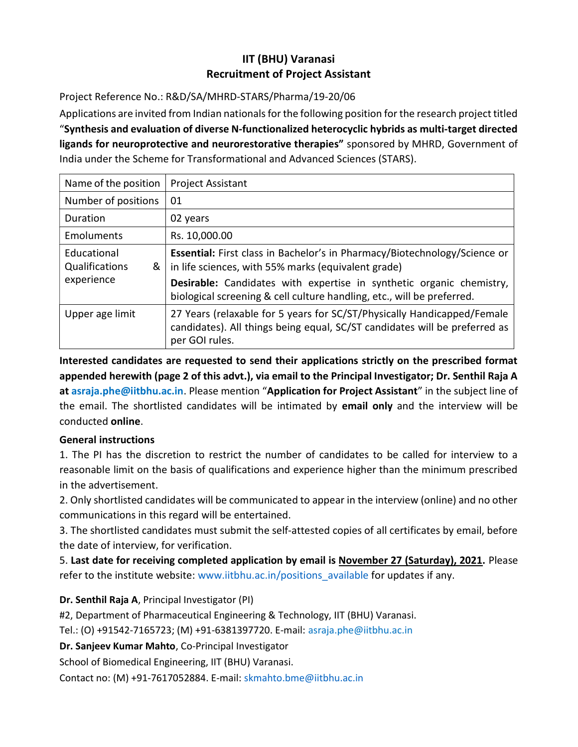# IIT (BHU) Varanasi
## Recruitment of Project Assistant

Project Reference No.: R&D/SA/MHRD-STARS/Pharma/19-20/06

Applications are invited from Indian nationals for the following position for the research project titled "**Synthesis and evaluation of diverse N-functionalized heterocyclic hybrids as multi-target directed ligands for neuroprotective and neurorestorative therapies"** sponsored by MHRD, Government of India under the Scheme for Transformational and Advanced Sciences (STARS).

| Name of the position | Project Assistant |
|---|---|
| Number of positions | 01 |
| Duration | 02 years |
| Emoluments | Rs. 10,000.00 |
| Educational Qualifications & experience | **Essential:** First class in Bachelor's in Pharmacy/Biotechnology/Science or in life sciences, with 55% marks (equivalent grade)<br>**Desirable:** Candidates with expertise in synthetic organic chemistry, biological screening & cell culture handling, etc., will be preferred. |
| Upper age limit | 27 Years (relaxable for 5 years for SC/ST/Physically Handicapped/Female candidates). All things being equal, SC/ST candidates will be preferred as per GOI rules. |

**Interested candidates are requested to send their applications strictly on the prescribed format appended herewith (page 2 of this advt.), via email to the Principal Investigator; Dr. Senthil Raja A at asraja.phe@iitbhu.ac.in**. Please mention "**Application for Project Assistant**" in the subject line of the email. The shortlisted candidates will be intimated by **email only** and the interview will be conducted **online**.

**General instructions**

1. The PI has the discretion to restrict the number of candidates to be called for interview to a reasonable limit on the basis of qualifications and experience higher than the minimum prescribed in the advertisement.
2. Only shortlisted candidates will be communicated to appear in the interview (online) and no other communications in this regard will be entertained.
3. The shortlisted candidates must submit the self-attested copies of all certificates by email, before the date of interview, for verification.
5. **Last date for receiving completed application by email is November 27 (Saturday), 2021.** Please refer to the institute website: www.iitbhu.ac.in/positions_available for updates if any.

**Dr. Senthil Raja A**, Principal Investigator (PI)

#2, Department of Pharmaceutical Engineering & Technology, IIT (BHU) Varanasi.

Tel.: (O) +91542-7165723; (M) +91-6381397720. E-mail: asraja.phe@iitbhu.ac.in

**Dr. Sanjeev Kumar Mahto**, Co-Principal Investigator

School of Biomedical Engineering, IIT (BHU) Varanasi.

Contact no: (M) +91-7617052884. E-mail: skmahto.bme@iitbhu.ac.in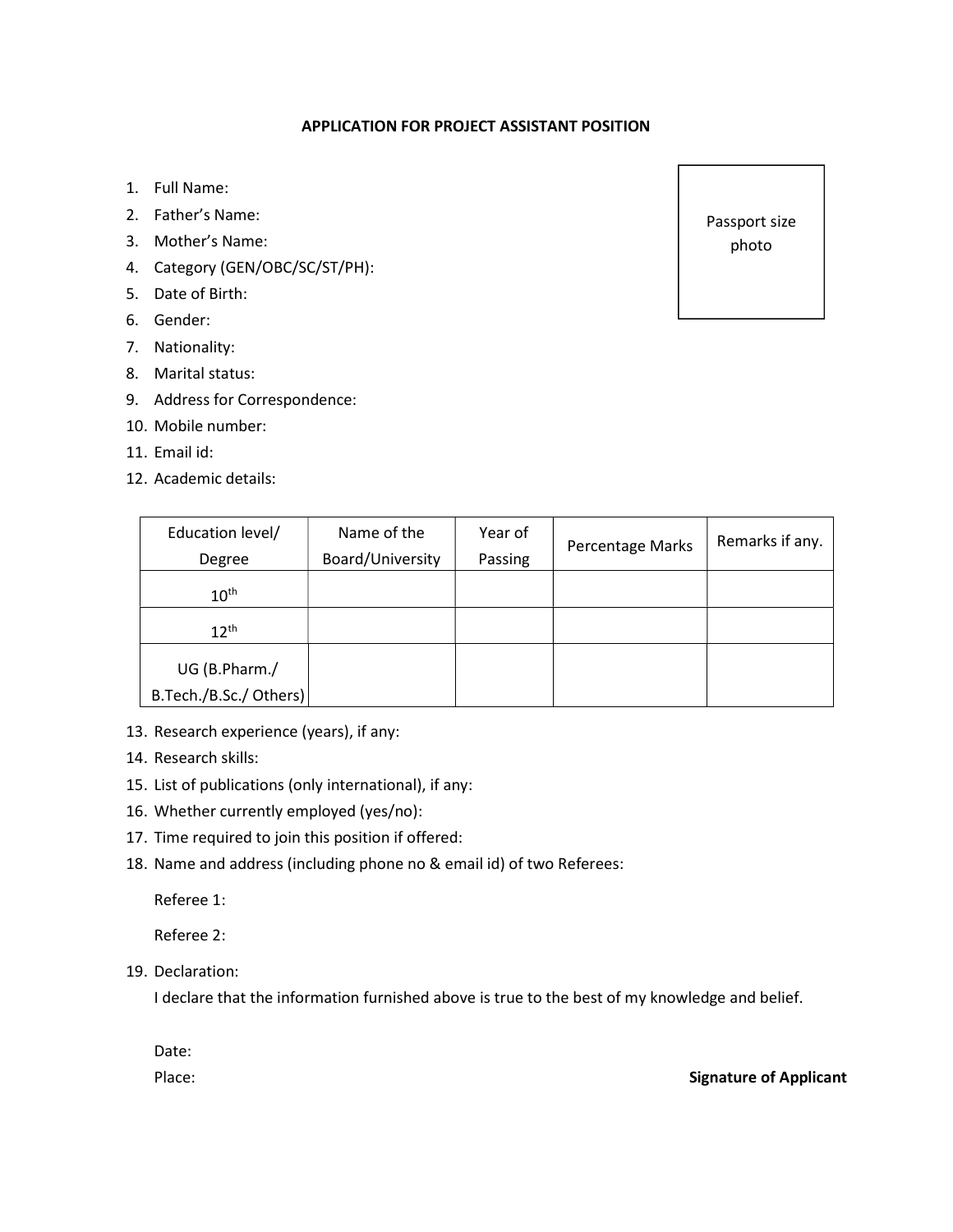# APPLICATION FOR PROJECT ASSISTANT POSITION

Passport size photo

1. Full Name:
2. Father's Name:
3. Mother's Name:
4. Category (GEN/OBC/SC/ST/PH):
5. Date of Birth:
6. Gender:
7. Nationality:
8. Marital status:
9. Address for Correspondence:
10. Mobile number:
11. Email id:
12. Academic details:

| Education level/ Degree | Name of the Board/University | Year of Passing | Percentage Marks | Remarks if any. |
|---|---|---|---|---|
| $10^{th}$ | | | | |
| $12^{th}$ | | | | |
| UG (B.Pharm./ B.Tech./B.Sc./ Others) | | | | |

13. Research experience (years), if any:
14. Research skills:
15. List of publications (only international), if any:
16. Whether currently employed (yes/no):
17. Time required to join this position if offered:
18. Name and address (including phone no & email id) of two Referees:

    Referee 1:

    Referee 2:

19. Declaration:

    I declare that the information furnished above is true to the best of my knowledge and belief.

    Date:

    Place:

**Signature of Applicant**